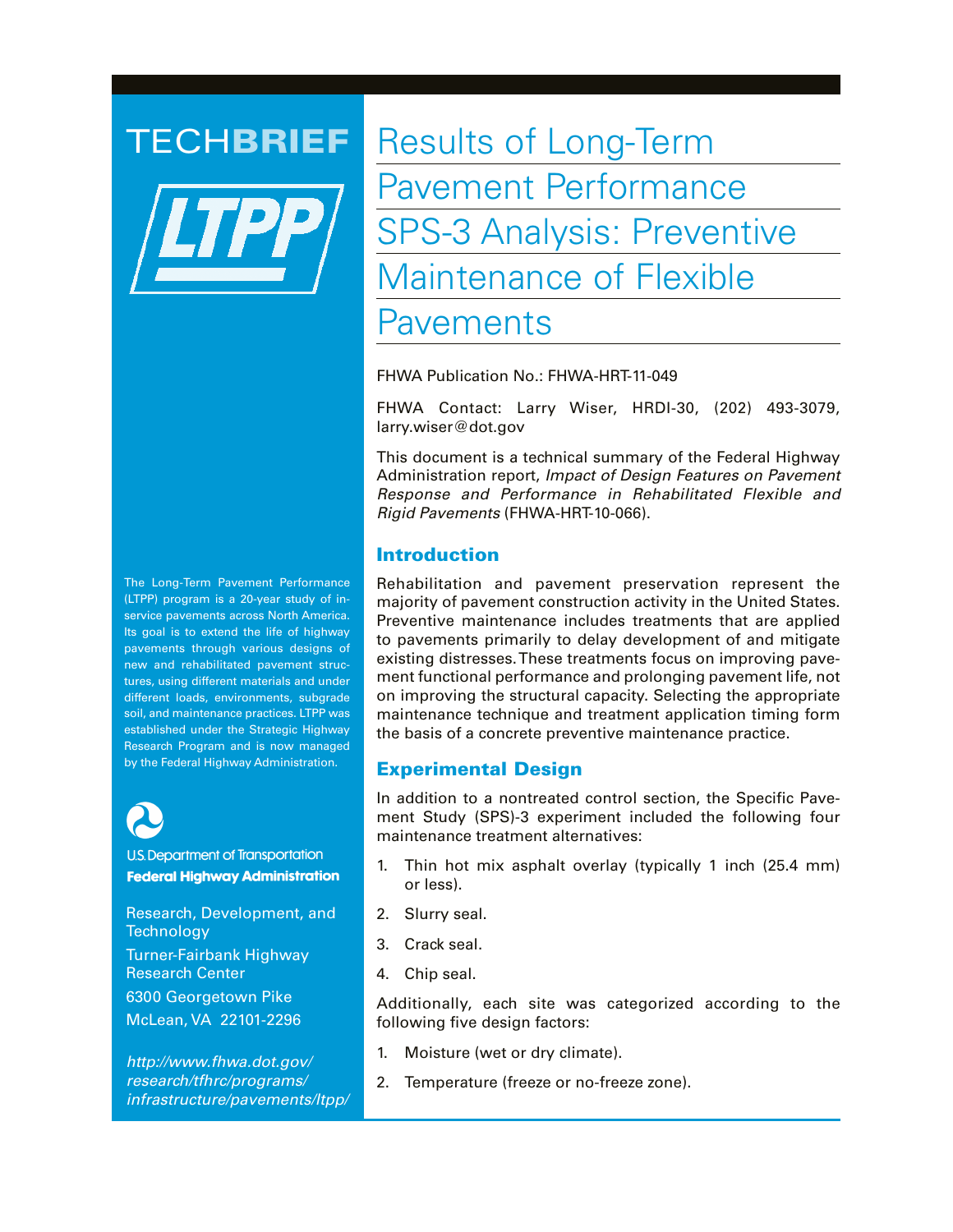TECH**BRIEF**

# Results of Long-Term Pavement Performance SPS-3 Analysis: Preventive Maintenance of Flexible Pavements

FHWA Publication No.: FHWA-HRT-11-049

FHWA Contact: Larry Wiser, HRDI-30, (202) 493-3079, larry.wiser@dot.gov

This document is a technical summary of the Federal Highway Administration report, *Impact of Design Features on Pavement Response and Performance in Rehabilitated Flexible and Rigid Pavements* (FHWA-HRT-10-066).

The Long-Term Pavement Performance (LTPP) program is a 20-year study of in-service pavements across North America. Its goal is to extend the life of highway pavements through various designs of new and rehabilitated pavement structures, using different materials and under different loads, environments, subgrade soil, and maintenance practices. LTPP was established under the Strategic Highway Research Program and is now managed by the Federal Highway Administration.

U.S. Department of Transportation
**Federal Highway Administration**

Research, Development, and Technology
Turner-Fairbank Highway Research Center
6300 Georgetown Pike
McLean, VA 22101-2296

*http://www.fhwa.dot.gov/research/tfhrc/programs/infrastructure/pavements/ltpp/*

## Introduction

Rehabilitation and pavement preservation represent the majority of pavement construction activity in the United States. Preventive maintenance includes treatments that are applied to pavements primarily to delay development of and mitigate existing distresses. These treatments focus on improving pavement functional performance and prolonging pavement life, not on improving the structural capacity. Selecting the appropriate maintenance technique and treatment application timing form the basis of a concrete preventive maintenance practice.

## Experimental Design

In addition to a nontreated control section, the Specific Pavement Study (SPS)-3 experiment included the following four maintenance treatment alternatives:

1. Thin hot mix asphalt overlay (typically 1 inch (25.4 mm) or less).
2. Slurry seal.
3. Crack seal.
4. Chip seal.

Additionally, each site was categorized according to the following five design factors:

1. Moisture (wet or dry climate).
2. Temperature (freeze or no-freeze zone).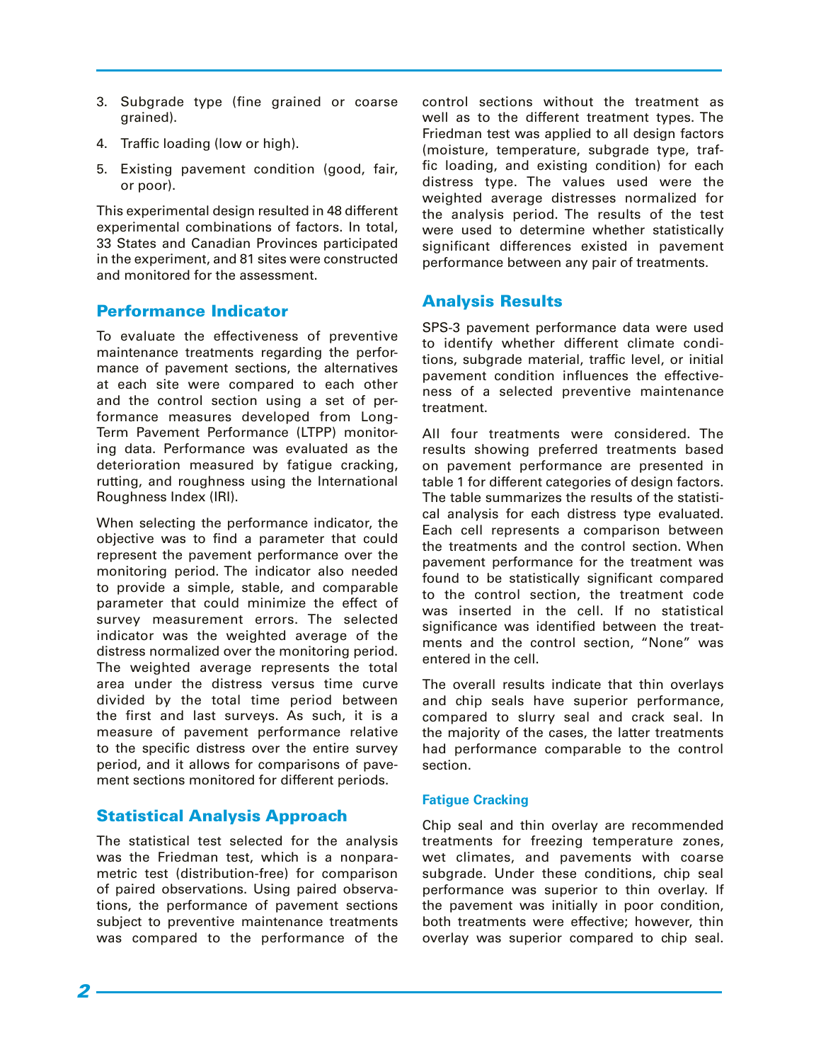3. Subgrade type (fine grained or coarse grained).
4. Traffic loading (low or high).
5. Existing pavement condition (good, fair, or poor).

This experimental design resulted in 48 different experimental combinations of factors. In total, 33 States and Canadian Provinces participated in the experiment, and 81 sites were constructed and monitored for the assessment.

## Performance Indicator

To evaluate the effectiveness of preventive maintenance treatments regarding the performance of pavement sections, the alternatives at each site were compared to each other and the control section using a set of performance measures developed from Long-Term Pavement Performance (LTPP) monitoring data. Performance was evaluated as the deterioration measured by fatigue cracking, rutting, and roughness using the International Roughness Index (IRI).

When selecting the performance indicator, the objective was to find a parameter that could represent the pavement performance over the monitoring period. The indicator also needed to provide a simple, stable, and comparable parameter that could minimize the effect of survey measurement errors. The selected indicator was the weighted average of the distress normalized over the monitoring period. The weighted average represents the total area under the distress versus time curve divided by the total time period between the first and last surveys. As such, it is a measure of pavement performance relative to the specific distress over the entire survey period, and it allows for comparisons of pavement sections monitored for different periods.

## Statistical Analysis Approach

The statistical test selected for the analysis was the Friedman test, which is a nonparametric test (distribution-free) for comparison of paired observations. Using paired observations, the performance of pavement sections subject to preventive maintenance treatments was compared to the performance of the control sections without the treatment as well as to the different treatment types. The Friedman test was applied to all design factors (moisture, temperature, subgrade type, traffic loading, and existing condition) for each distress type. The values used were the weighted average distresses normalized for the analysis period. The results of the test were used to determine whether statistically significant differences existed in pavement performance between any pair of treatments.

## Analysis Results

SPS-3 pavement performance data were used to identify whether different climate conditions, subgrade material, traffic level, or initial pavement condition influences the effectiveness of a selected preventive maintenance treatment.

All four treatments were considered. The results showing preferred treatments based on pavement performance are presented in table 1 for different categories of design factors. The table summarizes the results of the statistical analysis for each distress type evaluated. Each cell represents a comparison between the treatments and the control section. When pavement performance for the treatment was found to be statistically significant compared to the control section, the treatment code was inserted in the cell. If no statistical significance was identified between the treatments and the control section, "None" was entered in the cell.

The overall results indicate that thin overlays and chip seals have superior performance, compared to slurry seal and crack seal. In the majority of the cases, the latter treatments had performance comparable to the control section.

### Fatigue Cracking

Chip seal and thin overlay are recommended treatments for freezing temperature zones, wet climates, and pavements with coarse subgrade. Under these conditions, chip seal performance was superior to thin overlay. If the pavement was initially in poor condition, both treatments were effective; however, thin overlay was superior compared to chip seal.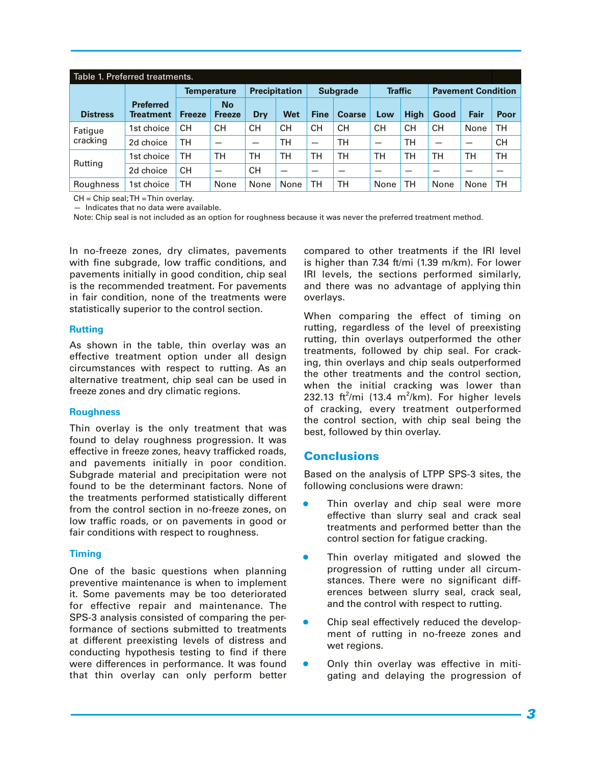Table 1. Preferred treatments.

| Distress | Preferred Treatment | Temperature | | Precipitation | | Subgrade | | Traffic | | Pavement Condition | | |
|---|---|---|---|---|---|---|---|---|---|---|---|---|
| | | Freeze | No Freeze | Dry | Wet | Fine | Coarse | Low | High | Good | Fair | Poor |
| Fatigue cracking | 1st choice | CH | CH | CH | CH | CH | CH | CH | CH | CH | None | TH |
| | 2d choice | TH | — | — | TH | — | TH | — | TH | — | — | CH |
| Rutting | 1st choice | TH | TH | TH | TH | TH | TH | TH | TH | TH | TH | TH |
| | 2d choice | CH | — | CH | — | — | — | — | — | — | — | — |
| Roughness | 1st choice | TH | None | None | None | TH | TH | None | TH | None | None | TH |

CH = Chip seal; TH = Thin overlay.
— Indicates that no data were available.
Note: Chip seal is not included as an option for roughness because it was never the preferred treatment method.

In no-freeze zones, dry climates, pavements with fine subgrade, low traffic conditions, and pavements initially in good condition, chip seal is the recommended treatment. For pavements in fair condition, none of the treatments were statistically superior to the control section.

### Rutting

As shown in the table, thin overlay was an effective treatment option under all design circumstances with respect to rutting. As an alternative treatment, chip seal can be used in freeze zones and dry climatic regions.

### Roughness

Thin overlay is the only treatment that was found to delay roughness progression. It was effective in freeze zones, heavy trafficked roads, and pavements initially in poor condition. Subgrade material and precipitation were not found to be the determinant factors. None of the treatments performed statistically different from the control section in no-freeze zones, on low traffic roads, or on pavements in good or fair conditions with respect to roughness.

### Timing

One of the basic questions when planning preventive maintenance is when to implement it. Some pavements may be too deteriorated for effective repair and maintenance. The SPS-3 analysis consisted of comparing the performance of sections submitted to treatments at different preexisting levels of distress and conducting hypothesis testing to find if there were differences in performance. It was found that thin overlay can only perform better compared to other treatments if the IRI level is higher than 7.34 ft/mi (1.39 m/km). For lower IRI levels, the sections performed similarly, and there was no advantage of applying thin overlays.

When comparing the effect of timing on rutting, regardless of the level of preexisting rutting, thin overlays outperformed the other treatments, followed by chip seal. For cracking, thin overlays and chip seals outperformed the other treatments and the control section, when the initial cracking was lower than 232.13 $ft^2$/mi (13.4 $m^2$/km). For higher levels of cracking, every treatment outperformed the control section, with chip seal being the best, followed by thin overlay.

## Conclusions

Based on the analysis of LTPP SPS-3 sites, the following conclusions were drawn:

- Thin overlay and chip seal were more effective than slurry seal and crack seal treatments and performed better than the control section for fatigue cracking.
- Thin overlay mitigated and slowed the progression of rutting under all circumstances. There were no significant differences between slurry seal, crack seal, and the control with respect to rutting.
- Chip seal effectively reduced the development of rutting in no-freeze zones and wet regions.
- Only thin overlay was effective in mitigating and delaying the progression of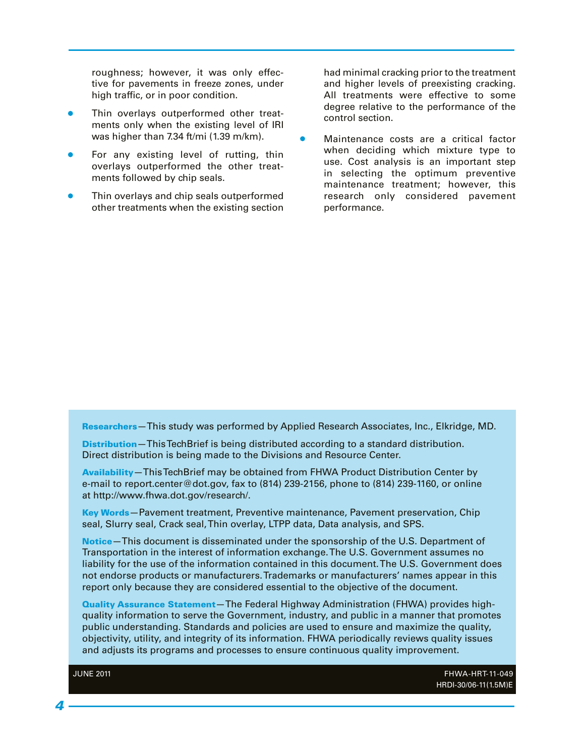roughness; however, it was only effective for pavements in freeze zones, under high traffic, or in poor condition.

- Thin overlays outperformed other treatments only when the existing level of IRI was higher than 7.34 ft/mi (1.39 m/km).
- For any existing level of rutting, thin overlays outperformed the other treatments followed by chip seals.
- Thin overlays and chip seals outperformed other treatments when the existing section had minimal cracking prior to the treatment and higher levels of preexisting cracking. All treatments were effective to some degree relative to the performance of the control section.
- Maintenance costs are a critical factor when deciding which mixture type to use. Cost analysis is an important step in selecting the optimum preventive maintenance treatment; however, this research only considered pavement performance.

**Researchers**—This study was performed by Applied Research Associates, Inc., Elkridge, MD.

**Distribution**—This TechBrief is being distributed according to a standard distribution. Direct distribution is being made to the Divisions and Resource Center.

**Availability**—This TechBrief may be obtained from FHWA Product Distribution Center by e-mail to report.center@dot.gov, fax to (814) 239-2156, phone to (814) 239-1160, or online at http://www.fhwa.dot.gov/research/.

**Key Words**—Pavement treatment, Preventive maintenance, Pavement preservation, Chip seal, Slurry seal, Crack seal, Thin overlay, LTPP data, Data analysis, and SPS.

**Notice**—This document is disseminated under the sponsorship of the U.S. Department of Transportation in the interest of information exchange. The U.S. Government assumes no liability for the use of the information contained in this document. The U.S. Government does not endorse products or manufacturers. Trademarks or manufacturers' names appear in this report only because they are considered essential to the objective of the document.

**Quality Assurance Statement**—The Federal Highway Administration (FHWA) provides high-quality information to serve the Government, industry, and public in a manner that promotes public understanding. Standards and policies are used to ensure and maximize the quality, objectivity, utility, and integrity of its information. FHWA periodically reviews quality issues and adjusts its programs and processes to ensure continuous quality improvement.

JUNE 2011

FHWA-HRT-11-049
HRDI-30/06-11(1.5M)E